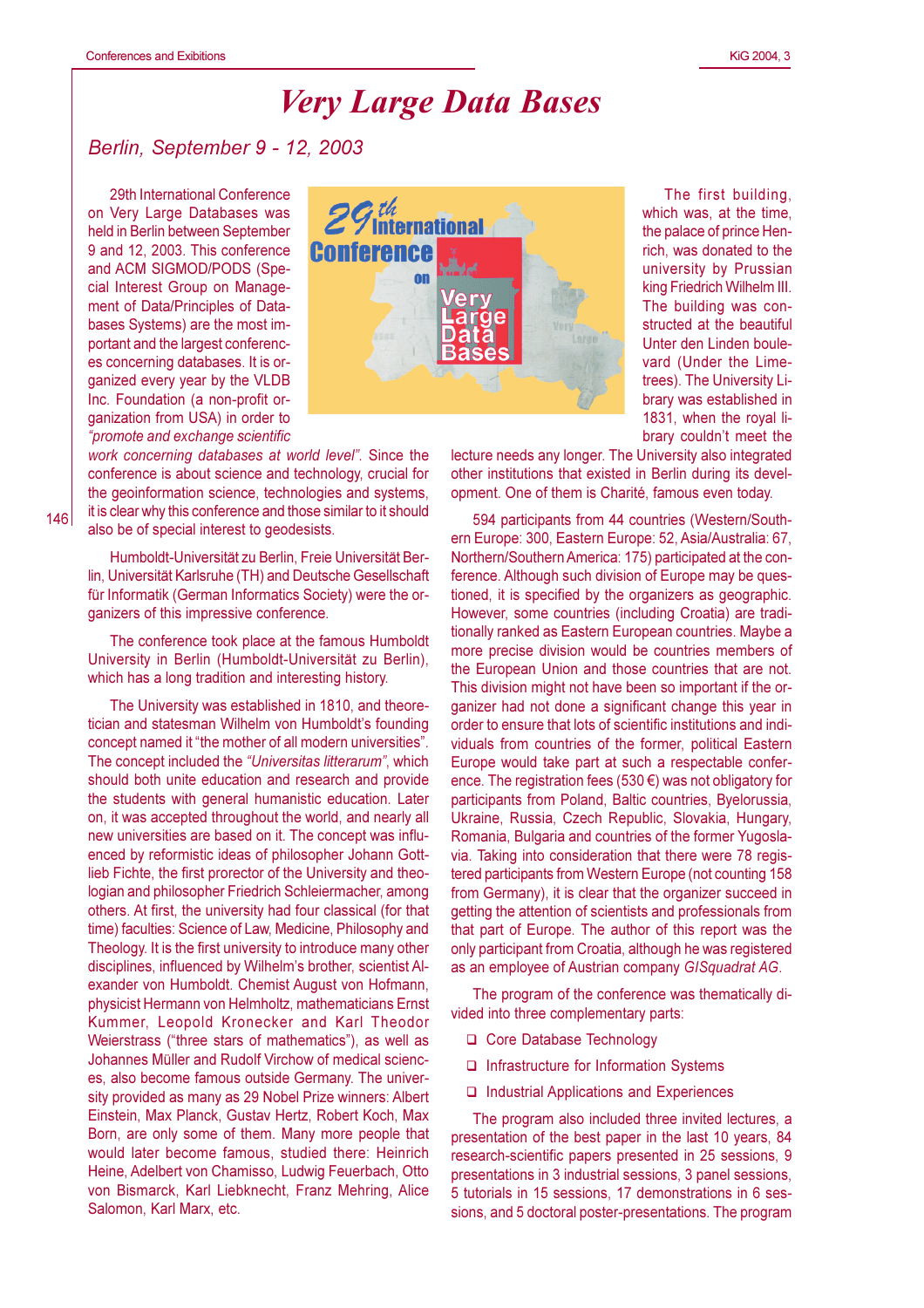# Very Large Data Bases

*Berlin, September 9 - 12, 2003*

29th International Conference on Very Large Databases was held in Berlin between September 9 and 12, 2003. This conference and ACM SIGMOD/PODS (Special Interest Group on Management of Data/Principles of Databases Systems) are the most important and the largest conferences concerning databases. It is organized every year by the VLDB Inc. Foundation (a non-profit organization from USA) in order to *"promote and exchange scientific work concerning databases at world level"*. Since the conference is about science and technology, crucial for the geoinformation science, technologies and systems, it is clear why this conference and those similar to it should also be of special interest to geodesists.

Humboldt-Universität zu Berlin, Freie Universität Berlin, Universität Karlsruhe (TH) and Deutsche Gesellschaft für Informatik (German Informatics Society) were the organizers of this impressive conference.

The conference took place at the famous Humboldt University in Berlin (Humboldt-Universität zu Berlin), which has a long tradition and interesting history.

The University was established in 1810, and theoretician and statesman Wilhelm von Humboldt's founding concept named it "the mother of all modern universities". The concept included the *"Universitas litterarum"*, which should both unite education and research and provide the students with general humanistic education. Later on, it was accepted throughout the world, and nearly all new universities are based on it. The concept was influenced by reformistic ideas of philosopher Johann Gottlieb Fichte, the first prorector of the University and theologian and philosopher Friedrich Schleiermacher, among others. At first, the university had four classical (for that time) faculties: Science of Law, Medicine, Philosophy and Theology. It is the first university to introduce many other disciplines, influenced by Wilhelm's brother, scientist Alexander von Humboldt. Chemist August von Hofmann, physicist Hermann von Helmholtz, mathematicians Ernst Kummer, Leopold Kronecker and Karl Theodor Weierstrass ("three stars of mathematics"), as well as Johannes Müller and Rudolf Virchow of medical sciences, also become famous outside Germany. The university provided as many as 29 Nobel Prize winners: Albert Einstein, Max Planck, Gustav Hertz, Robert Koch, Max Born, are only some of them. Many more people that would later become famous, studied there: Heinrich Heine, Adelbert von Chamisso, Ludwig Feuerbach, Otto von Bismarck, Karl Liebknecht, Franz Mehring, Alice Salomon, Karl Marx, etc.

The first building, which was, at the time, the palace of prince Henrich, was donated to the university by Prussian king Friedrich Wilhelm III. The building was constructed at the beautiful Unter den Linden boulevard (Under the Limetrees). The University Library was established in 1831, when the royal library couldn't meet the lecture needs any longer. The University also integrated other institutions that existed in Berlin during its development. One of them is Charité, famous even today.

594 participants from 44 countries (Western/Southern Europe: 300, Eastern Europe: 52, Asia/Australia: 67, Northern/Southern America: 175) participated at the conference. Although such division of Europe may be questioned, it is specified by the organizers as geographic. However, some countries (including Croatia) are traditionally ranked as Eastern European countries. Maybe a more precise division would be countries members of the European Union and those countries that are not. This division might not have been so important if the organizer had not done a significant change this year in order to ensure that lots of scientific institutions and individuals from countries of the former, political Eastern Europe would take part at such a respectable conference. The registration fees (530 €) was not obligatory for participants from Poland, Baltic countries, Byelorussia, Ukraine, Russia, Czech Republic, Slovakia, Hungary, Romania, Bulgaria and countries of the former Yugoslavia. Taking into consideration that there were 78 registered participants from Western Europe (not counting 158 from Germany), it is clear that the organizer succeed in getting the attention of scientists and professionals from that part of Europe. The author of this report was the only participant from Croatia, although he was registered as an employee of Austrian company *GISquadrat AG*.

The program of the conference was thematically divided into three complementary parts:

- Core Database Technology
- Infrastructure for Information Systems
- Industrial Applications and Experiences

The program also included three invited lectures, a presentation of the best paper in the last 10 years, 84 research-scientific papers presented in 25 sessions, 9 presentations in 3 industrial sessions, 3 panel sessions, 5 tutorials in 15 sessions, 17 demonstrations in 6 sessions, and 5 doctoral poster-presentations. The program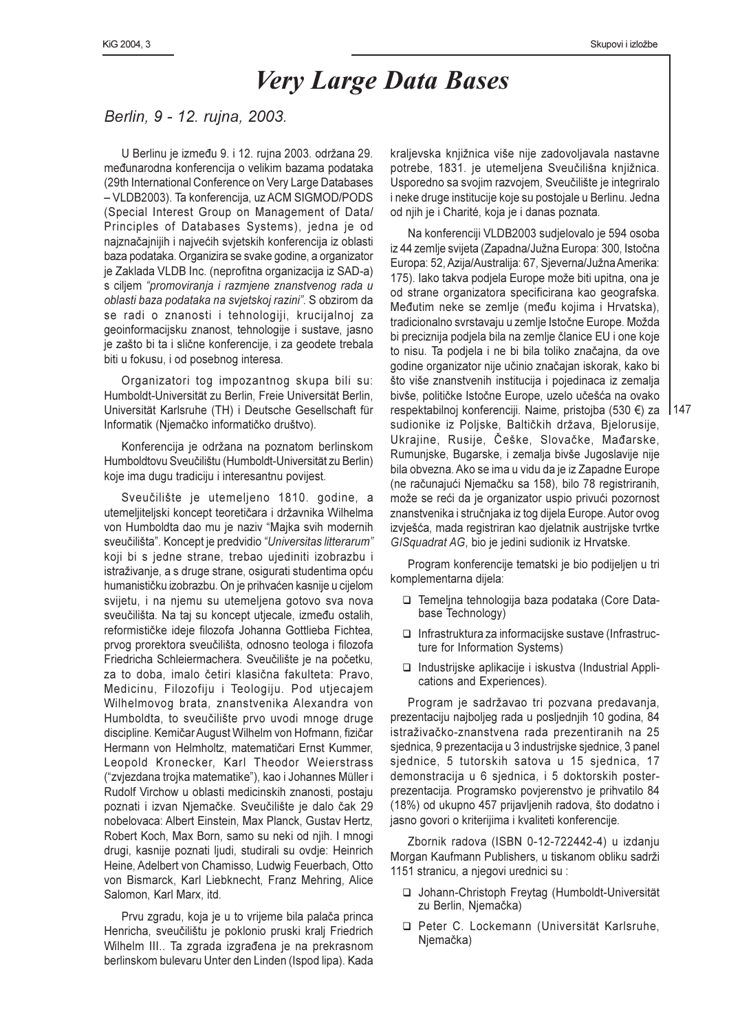# *Very Large Data Bases*

*Berlin, 9 - 12. rujna, 2003.*

U Berlinu je između 9. i 12. rujna 2003. održana 29. međunarodna konferencija o velikim bazama podataka (29th International Conference on Very Large Databases – VLDB2003). Ta konferencija, uz ACM SIGMOD/PODS (Special Interest Group on Management of Data/ Principles of Databases Systems), jedna je od najznačajnijih i najvećih svjetskih konferencija iz oblasti baza podataka. Organizira se svake godine, a organizator je Zaklada VLDB Inc. (neprofitna organizacija iz SAD-a) s ciljem *"promoviranja i razmjene znanstvenog rada u oblasti baza podataka na svjetskoj razini"*. S obzirom da se radi o znanosti i tehnologiji, krucijalnoj za geoinformacijsku znanost, tehnologije i sustave, jasno je zašto bi ta i slične konferencije, i za geodete trebala biti u fokusu, i od posebnog interesa.

Organizatori tog impozantnog skupa bili su: Humboldt-Universität zu Berlin, Freie Universität Berlin, Universität Karlsruhe (TH) i Deutsche Gesellschaft für Informatik (Njemačko informatičko društvo).

Konferencija je održana na poznatom berlinskom Humboldtovu Sveučilištu (Humboldt-Universität zu Berlin) koje ima dugu tradiciju i interesantnu povijest.

Sveučilište je utemeljeno 1810. godine, a utemeljiteljski koncept teoretičara i državnika Wilhelma von Humboldta dao mu je naziv "Majka svih modernih sveučilišta". Koncept je predvidio *"Universitas litterarum"* koji bi s jedne strane, trebao ujediniti izobrazbu i istraživanje, a s druge strane, osigurati studentima opću humanističku izobrazbu. On je prihvaćen kasnije u cijelom svijetu, i na njemu su utemeljena gotovo sva nova sveučilišta. Na taj su koncept utjecale, između ostalih, reformističke ideje filozofa Johanna Gottlieba Fichtea, prvog prorektora sveučilišta, odnosno teologa i filozofa Friedricha Schleiermachera. Sveučilište je na početku, za to doba, imalo četiri klasična fakulteta: Pravo, Medicinu, Filozofiju i Teologiju. Pod utjecajem Wilhelmovog brata, znanstvenika Alexandra von Humboldta, to sveučilište prvo uvodi mnoge druge discipline. Kemičar August Wilhelm von Hofmann, fizičar Hermann von Helmholtz, matematičari Ernst Kummer, Leopold Kronecker, Karl Theodor Weierstrass ("zvjezdana trojka matematike"), kao i Johannes Müller i Rudolf Virchow u oblasti medicinskih znanosti, postaju poznati i izvan Njemačke. Sveučilište je dalo čak 29 nobelovaca: Albert Einstein, Max Planck, Gustav Hertz, Robert Koch, Max Born, samo su neki od njih. I mnogi drugi, kasnije poznati ljudi, studirali su ovdje: Heinrich Heine, Adelbert von Chamisso, Ludwig Feuerbach, Otto von Bismarck, Karl Liebknecht, Franz Mehring, Alice Salomon, Karl Marx, itd.

Prvu zgradu, koja je u to vrijeme bila palača princa Henricha, sveučilištu je poklonio pruski kralj Friedrich Wilhelm III.. Ta zgrada izgrađena je na prekrasnom berlinskom bulevaru Unter den Linden (Ispod lipa). Kada kraljevska knjižnica više nije zadovoljavala nastavne potrebe, 1831. je utemeljena Sveučilišna knjižnica. Usporedno sa svojim razvojem, Sveučilište je integriralo i neke druge institucije koje su postojale u Berlinu. Jedna od njih je i Charité, koja je i danas poznata.

Na konferenciji VLDB2003 sudjelovalo je 594 osoba iz 44 zemlje svijeta (Zapadna/Južna Europa: 300, Istočna Europa: 52, Azija/Australija: 67, Sjeverna/Južna Amerika: 175). Iako takva podjela Europe može biti upitna, ona je od strane organizatora specificirana kao geografska. Međutim neke se zemlje (među kojima i Hrvatska), tradicionalno svrstavaju u zemlje Istočne Europe. Možda bi preciznija podjela bila na zemlje članice EU i one koje to nisu. Ta podjela i ne bi bila toliko značajna, da ove godine organizator nije učinio značajan iskorak, kako bi što više znanstvenih institucija i pojedinaca iz zemalja bivše, političke Istočne Europe, uzelo učešća na ovako respektabilnoj konferenciji. Naime, pristojba (530 €) za sudionike iz Poljske, Baltičkih država, Bjelorusije, Ukrajine, Rusije, Češke, Slovačke, Mađarske, Rumunjske, Bugarske, i zemalja bivše Jugoslavije nije bila obvezna. Ako se ima u vidu da je iz Zapadne Europe (ne računajući Njemačku sa 158), bilo 78 registriranih, može se reći da je organizator uspio privući pozornost znanstvenika i stručnjaka iz tog dijela Europe. Autor ovog izvješća, mada registriran kao djelatnik austrijske tvrtke *GISquadrat AG*, bio je jedini sudionik iz Hrvatske.

Program konferencije tematski je bio podijeljen u tri komplementarna dijela:

- Temeljna tehnologija baza podataka (Core Database Technology)
- Infrastruktura za informacijske sustave (Infrastructure for Information Systems)
- Industrijske aplikacije i iskustva (Industrial Applications and Experiences).

Program je sadržavao tri pozvana predavanja, prezentaciju najboljeg rada u posljednjih 10 godina, 84 istraživačko-znanstvena rada prezentiranih na 25 sjednica, 9 prezentacija u 3 industrijske sjednice, 3 panel sjednice, 5 tutorskih satova u 15 sjednica, 17 demonstracija u 6 sjednica, i 5 doktorskih poster-prezentacija. Programsko povjerenstvo je prihvatilo 84 (18%) od ukupno 457 prijavljenih radova, što dodatno i jasno govori o kriterijima i kvaliteti konferencije.

Zbornik radova (ISBN 0-12-722442-4) u izdanju Morgan Kaufmann Publishers, u tiskanom obliku sadrži 1151 stranicu, a njegovi urednici su :

- Johann-Christoph Freytag (Humboldt-Universität zu Berlin, Njemačka)
- Peter C. Lockemann (Universität Karlsruhe, Njemačka)